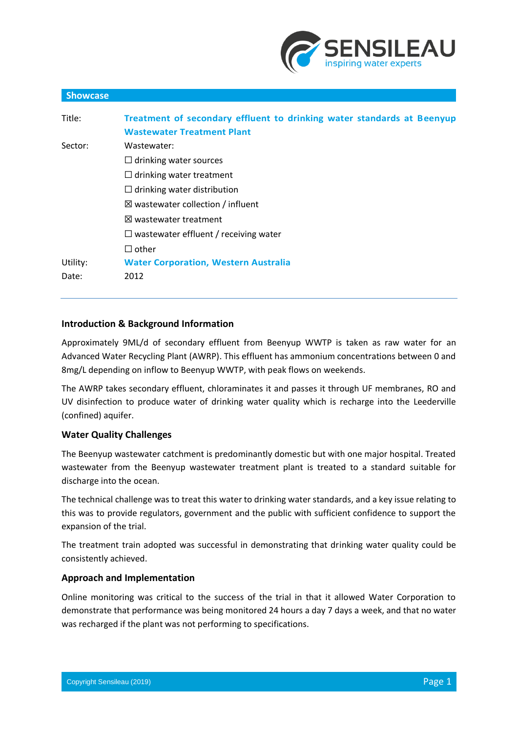## Showcase

| | |
|---|---|
| Title: | **Treatment of secondary effluent to drinking water standards at Beenyup Wastewater Treatment Plant** |
| Sector: | Wastewater:<br>☐ drinking water sources<br>☐ drinking water treatment<br>☐ drinking water distribution<br>☒ wastewater collection / influent<br>☒ wastewater treatment<br>☐ wastewater effluent / receiving water<br>☐ other |
| Utility: | **Water Corporation, Western Australia** |
| Date: | 2012 |

### Introduction & Background Information

Approximately 9ML/d of secondary effluent from Beenyup WWTP is taken as raw water for an Advanced Water Recycling Plant (AWRP). This effluent has ammonium concentrations between 0 and 8mg/L depending on inflow to Beenyup WWTP, with peak flows on weekends.

The AWRP takes secondary effluent, chloraminates it and passes it through UF membranes, RO and UV disinfection to produce water of drinking water quality which is recharge into the Leederville (confined) aquifer.

### Water Quality Challenges

The Beenyup wastewater catchment is predominantly domestic but with one major hospital. Treated wastewater from the Beenyup wastewater treatment plant is treated to a standard suitable for discharge into the ocean.

The technical challenge was to treat this water to drinking water standards, and a key issue relating to this was to provide regulators, government and the public with sufficient confidence to support the expansion of the trial.

The treatment train adopted was successful in demonstrating that drinking water quality could be consistently achieved.

### Approach and Implementation

Online monitoring was critical to the success of the trial in that it allowed Water Corporation to demonstrate that performance was being monitored 24 hours a day 7 days a week, and that no water was recharged if the plant was not performing to specifications.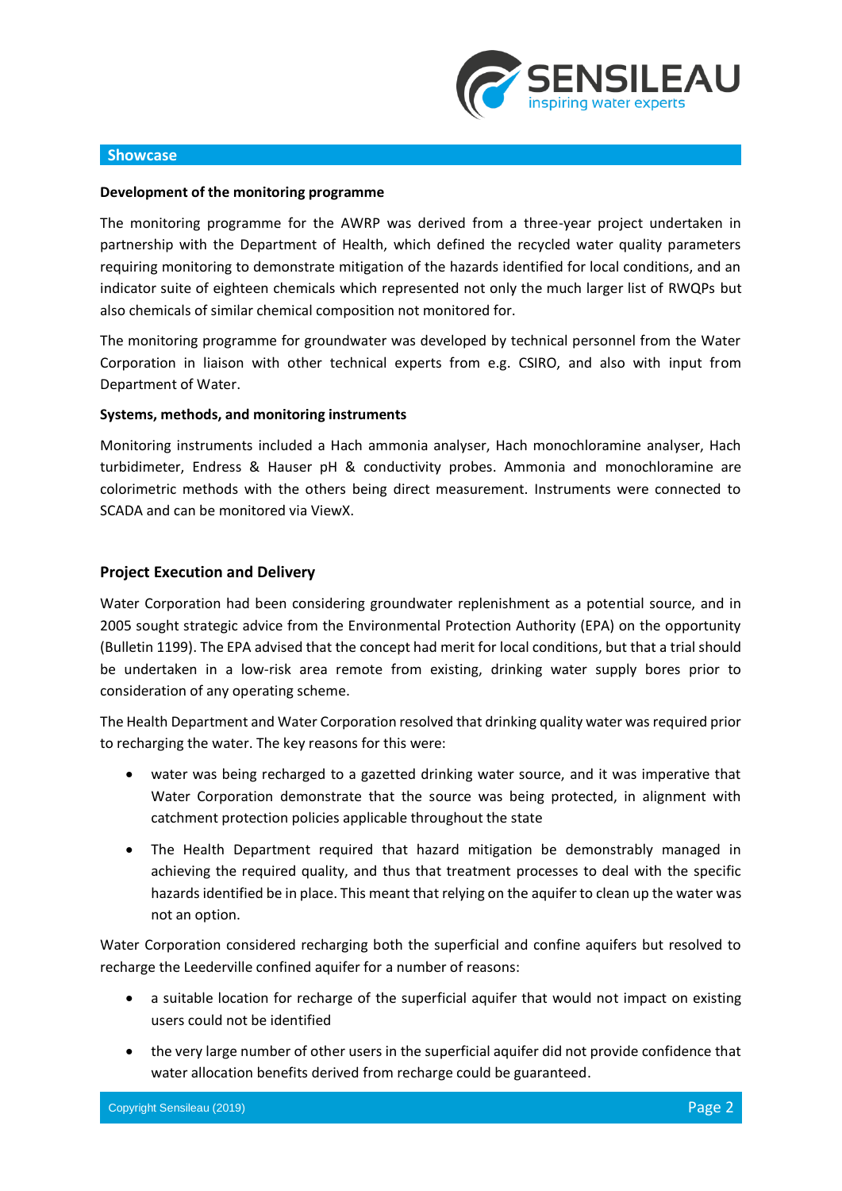## Showcase

**Development of the monitoring programme**

The monitoring programme for the AWRP was derived from a three-year project undertaken in partnership with the Department of Health, which defined the recycled water quality parameters requiring monitoring to demonstrate mitigation of the hazards identified for local conditions, and an indicator suite of eighteen chemicals which represented not only the much larger list of RWQPs but also chemicals of similar chemical composition not monitored for.

The monitoring programme for groundwater was developed by technical personnel from the Water Corporation in liaison with other technical experts from e.g. CSIRO, and also with input from Department of Water.

**Systems, methods, and monitoring instruments**

Monitoring instruments included a Hach ammonia analyser, Hach monochloramine analyser, Hach turbidimeter, Endress & Hauser pH & conductivity probes. Ammonia and monochloramine are colorimetric methods with the others being direct measurement. Instruments were connected to SCADA and can be monitored via ViewX.

### Project Execution and Delivery

Water Corporation had been considering groundwater replenishment as a potential source, and in 2005 sought strategic advice from the Environmental Protection Authority (EPA) on the opportunity (Bulletin 1199). The EPA advised that the concept had merit for local conditions, but that a trial should be undertaken in a low-risk area remote from existing, drinking water supply bores prior to consideration of any operating scheme.

The Health Department and Water Corporation resolved that drinking quality water was required prior to recharging the water. The key reasons for this were:

- water was being recharged to a gazetted drinking water source, and it was imperative that Water Corporation demonstrate that the source was being protected, in alignment with catchment protection policies applicable throughout the state
- The Health Department required that hazard mitigation be demonstrably managed in achieving the required quality, and thus that treatment processes to deal with the specific hazards identified be in place. This meant that relying on the aquifer to clean up the water was not an option.

Water Corporation considered recharging both the superficial and confine aquifers but resolved to recharge the Leederville confined aquifer for a number of reasons:

- a suitable location for recharge of the superficial aquifer that would not impact on existing users could not be identified
- the very large number of other users in the superficial aquifer did not provide confidence that water allocation benefits derived from recharge could be guaranteed.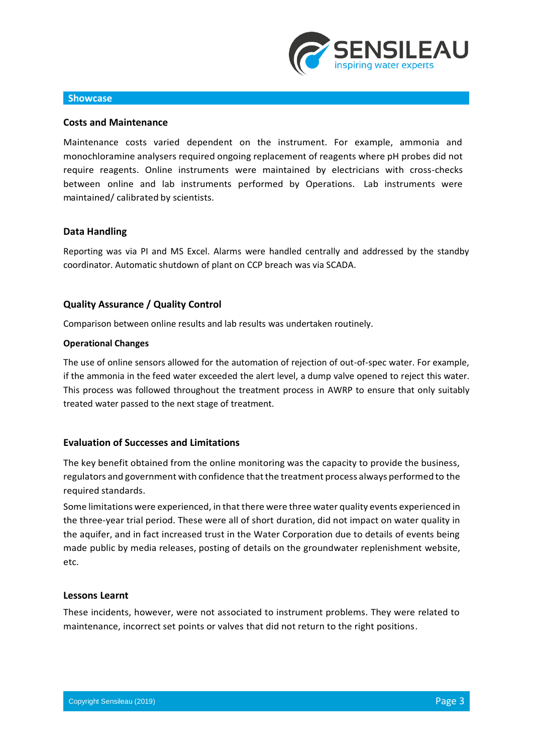## Showcase

### Costs and Maintenance

Maintenance costs varied dependent on the instrument. For example, ammonia and monochloramine analysers required ongoing replacement of reagents where pH probes did not require reagents. Online instruments were maintained by electricians with cross-checks between online and lab instruments performed by Operations. Lab instruments were maintained/ calibrated by scientists.

### Data Handling

Reporting was via PI and MS Excel. Alarms were handled centrally and addressed by the standby coordinator. Automatic shutdown of plant on CCP breach was via SCADA.

### Quality Assurance / Quality Control

Comparison between online results and lab results was undertaken routinely.

#### Operational Changes

The use of online sensors allowed for the automation of rejection of out-of-spec water. For example, if the ammonia in the feed water exceeded the alert level, a dump valve opened to reject this water. This process was followed throughout the treatment process in AWRP to ensure that only suitably treated water passed to the next stage of treatment.

### Evaluation of Successes and Limitations

The key benefit obtained from the online monitoring was the capacity to provide the business, regulators and government with confidence that the treatment process always performed to the required standards.

Some limitations were experienced, in that there were three water quality events experienced in the three-year trial period. These were all of short duration, did not impact on water quality in the aquifer, and in fact increased trust in the Water Corporation due to details of events being made public by media releases, posting of details on the groundwater replenishment website, etc.

### Lessons Learnt

These incidents, however, were not associated to instrument problems. They were related to maintenance, incorrect set points or valves that did not return to the right positions.